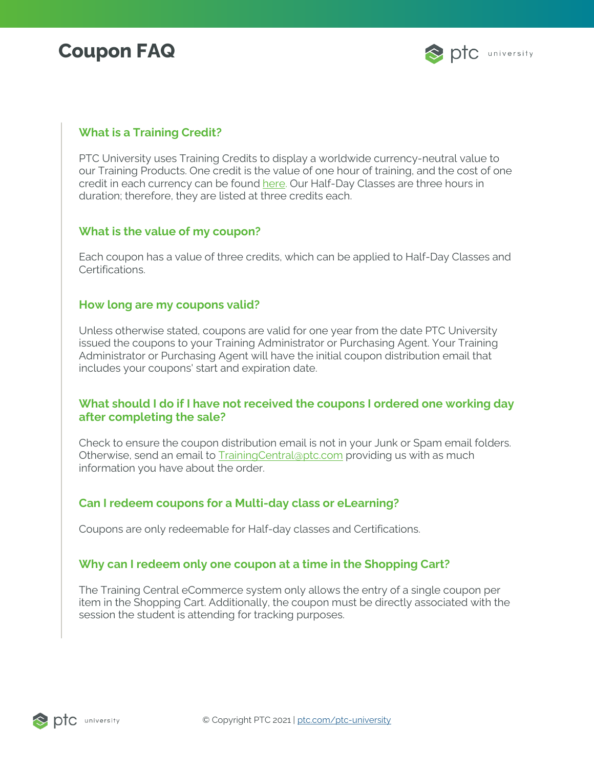# Coupon FAQ

### What is a Training Credit?

PTC University uses Training Credits to display a worldwide currency-neutral value to our Training Products. One credit is the value of one hour of training, and the cost of one credit in each currency can be found here. Our Half-Day Classes are three hours in duration; therefore, they are listed at three credits each.

### What is the value of my coupon?

Each coupon has a value of three credits, which can be applied to Half-Day Classes and Certifications.

### How long are my coupons valid?

Unless otherwise stated, coupons are valid for one year from the date PTC University issued the coupons to your Training Administrator or Purchasing Agent. Your Training Administrator or Purchasing Agent will have the initial coupon distribution email that includes your coupons' start and expiration date.

### What should I do if I have not received the coupons I ordered one working day after completing the sale?

Check to ensure the coupon distribution email is not in your Junk or Spam email folders. Otherwise, send an email to TrainingCentral@ptc.com providing us with as much information you have about the order.

### Can I redeem coupons for a Multi-day class or eLearning?

Coupons are only redeemable for Half-day classes and Certifications.

### Why can I redeem only one coupon at a time in the Shopping Cart?

The Training Central eCommerce system only allows the entry of a single coupon per item in the Shopping Cart. Additionally, the coupon must be directly associated with the session the student is attending for tracking purposes.

© Copyright PTC 2021 | ptc.com/ptc-university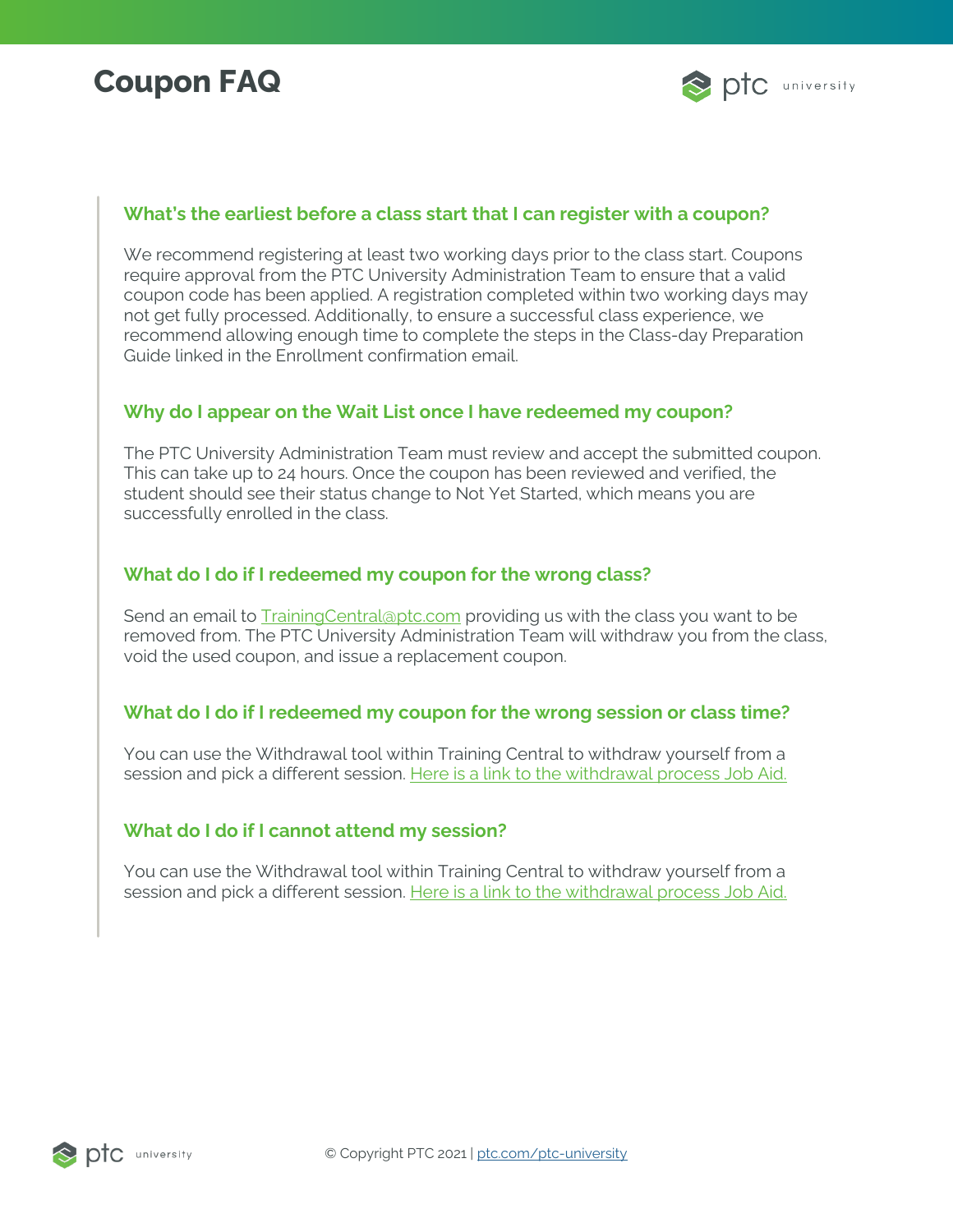# Coupon FAQ

### What's the earliest before a class start that I can register with a coupon?

We recommend registering at least two working days prior to the class start. Coupons require approval from the PTC University Administration Team to ensure that a valid coupon code has been applied. A registration completed within two working days may not get fully processed. Additionally, to ensure a successful class experience, we recommend allowing enough time to complete the steps in the Class-day Preparation Guide linked in the Enrollment confirmation email.

### Why do I appear on the Wait List once I have redeemed my coupon?

The PTC University Administration Team must review and accept the submitted coupon. This can take up to 24 hours. Once the coupon has been reviewed and verified, the student should see their status change to Not Yet Started, which means you are successfully enrolled in the class.

### What do I do if I redeemed my coupon for the wrong class?

Send an email to TrainingCentral@ptc.com providing us with the class you want to be removed from. The PTC University Administration Team will withdraw you from the class, void the used coupon, and issue a replacement coupon.

### What do I do if I redeemed my coupon for the wrong session or class time?

You can use the Withdrawal tool within Training Central to withdraw yourself from a session and pick a different session. Here is a link to the withdrawal process Job Aid.

### What do I do if I cannot attend my session?

You can use the Withdrawal tool within Training Central to withdraw yourself from a session and pick a different session. Here is a link to the withdrawal process Job Aid.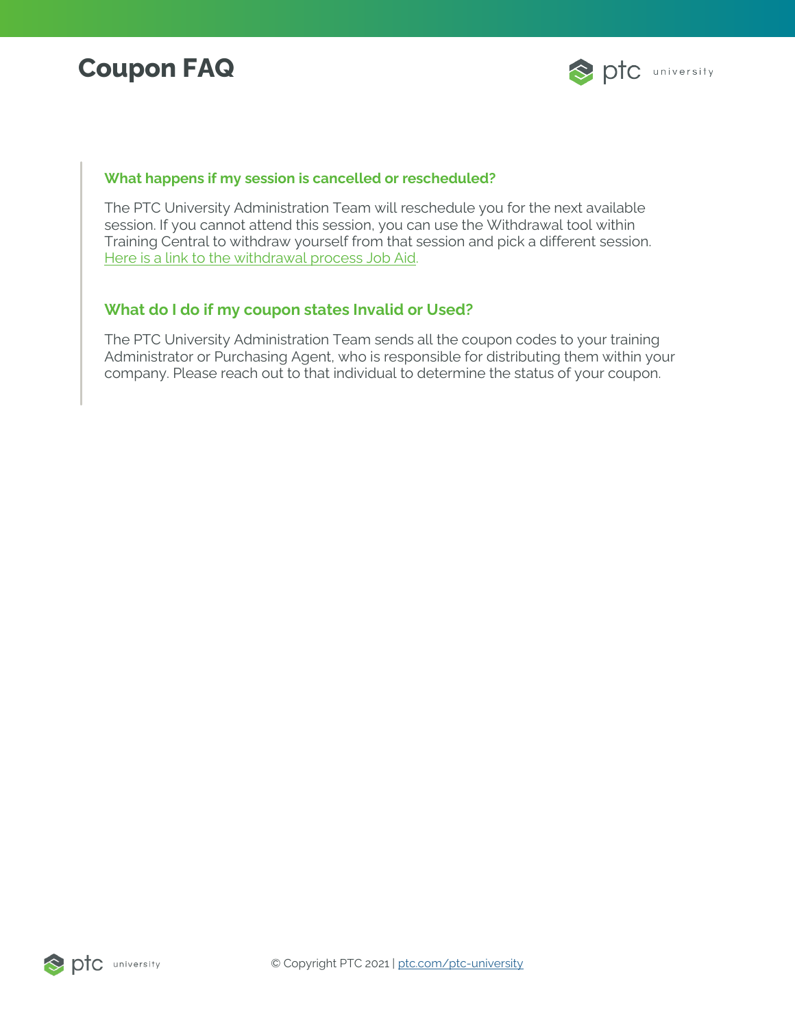# Coupon FAQ

### What happens if my session is cancelled or rescheduled?

The PTC University Administration Team will reschedule you for the next available session. If you cannot attend this session, you can use the Withdrawal tool within Training Central to withdraw yourself from that session and pick a different session. Here is a link to the withdrawal process Job Aid.

### What do I do if my coupon states Invalid or Used?

The PTC University Administration Team sends all the coupon codes to your training Administrator or Purchasing Agent, who is responsible for distributing them within your company. Please reach out to that individual to determine the status of your coupon.